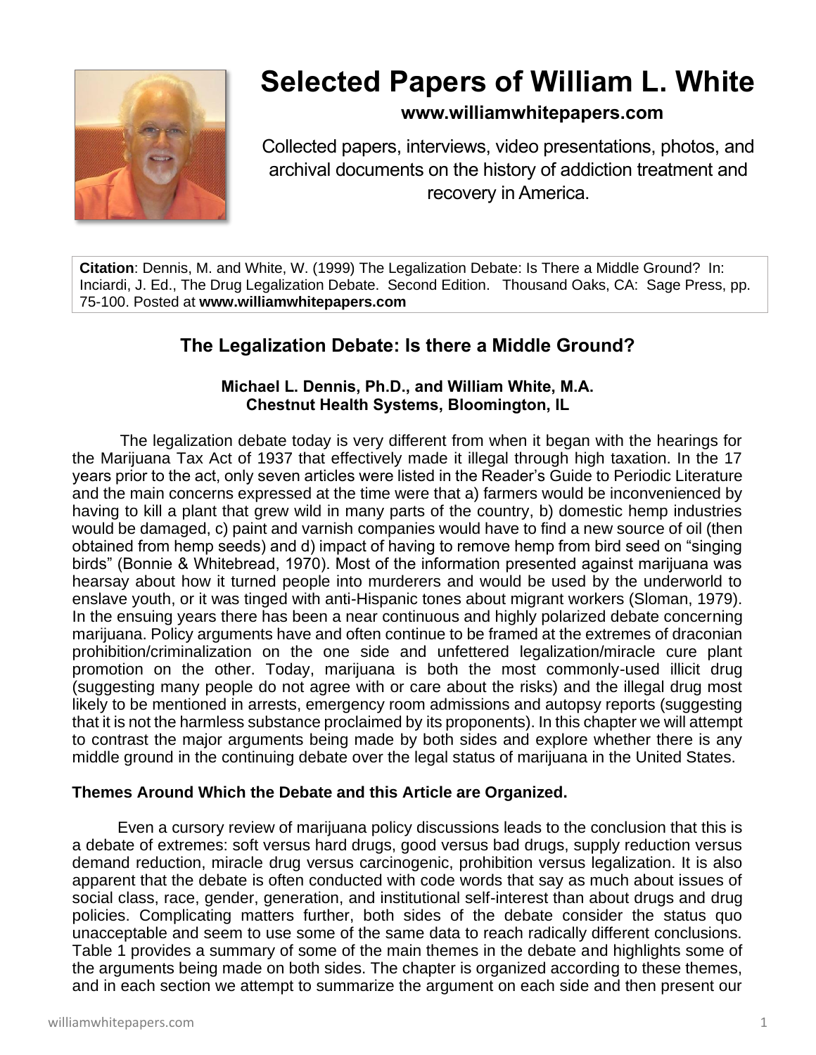# Selected Papers of William L. White

**www.williamwhitepapers.com**

Collected papers, interviews, video presentations, photos, and archival documents on the history of addiction treatment and recovery in America.

**Citation**: Dennis, M. and White, W. (1999) The Legalization Debate: Is There a Middle Ground? In: Inciardi, J. Ed., The Drug Legalization Debate. Second Edition. Thousand Oaks, CA: Sage Press, pp. 75-100. Posted at **www.williamwhitepapers.com**

## The Legalization Debate: Is there a Middle Ground?

**Michael L. Dennis, Ph.D., and William White, M.A.**
**Chestnut Health Systems, Bloomington, IL**

The legalization debate today is very different from when it began with the hearings for the Marijuana Tax Act of 1937 that effectively made it illegal through high taxation. In the 17 years prior to the act, only seven articles were listed in the Reader's Guide to Periodic Literature and the main concerns expressed at the time were that a) farmers would be inconvenienced by having to kill a plant that grew wild in many parts of the country, b) domestic hemp industries would be damaged, c) paint and varnish companies would have to find a new source of oil (then obtained from hemp seeds) and d) impact of having to remove hemp from bird seed on "singing birds" (Bonnie & Whitebread, 1970). Most of the information presented against marijuana was hearsay about how it turned people into murderers and would be used by the underworld to enslave youth, or it was tinged with anti-Hispanic tones about migrant workers (Sloman, 1979). In the ensuing years there has been a near continuous and highly polarized debate concerning marijuana. Policy arguments have and often continue to be framed at the extremes of draconian prohibition/criminalization on the one side and unfettered legalization/miracle cure plant promotion on the other. Today, marijuana is both the most commonly-used illicit drug (suggesting many people do not agree with or care about the risks) and the illegal drug most likely to be mentioned in arrests, emergency room admissions and autopsy reports (suggesting that it is not the harmless substance proclaimed by its proponents). In this chapter we will attempt to contrast the major arguments being made by both sides and explore whether there is any middle ground in the continuing debate over the legal status of marijuana in the United States.

### Themes Around Which the Debate and this Article are Organized.

Even a cursory review of marijuana policy discussions leads to the conclusion that this is a debate of extremes: soft versus hard drugs, good versus bad drugs, supply reduction versus demand reduction, miracle drug versus carcinogenic, prohibition versus legalization. It is also apparent that the debate is often conducted with code words that say as much about issues of social class, race, gender, generation, and institutional self-interest than about drugs and drug policies. Complicating matters further, both sides of the debate consider the status quo unacceptable and seem to use some of the same data to reach radically different conclusions. Table 1 provides a summary of some of the main themes in the debate and highlights some of the arguments being made on both sides. The chapter is organized according to these themes, and in each section we attempt to summarize the argument on each side and then present our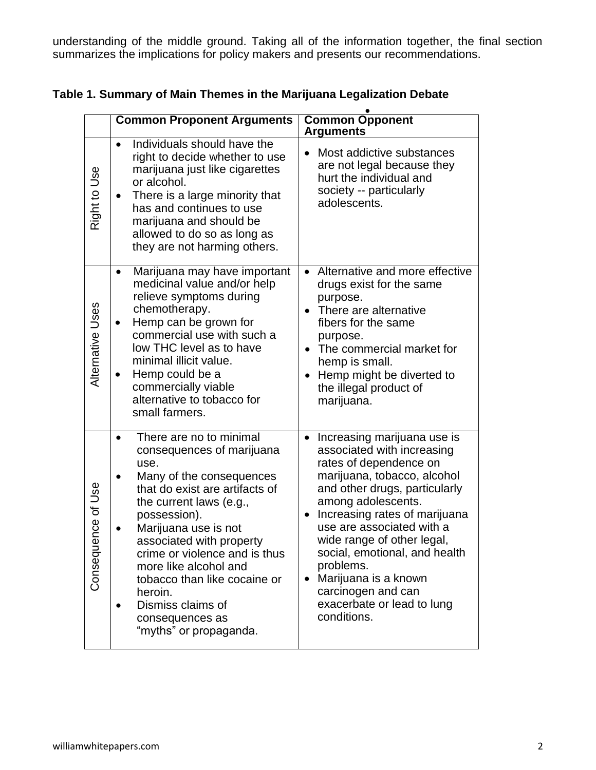understanding of the middle ground. Taking all of the information together, the final section summarizes the implications for policy makers and presents our recommendations.

**Table 1. Summary of Main Themes in the Marijuana Legalization Debate**

| | Common Proponent Arguments | Common Opponent Arguments |
|---|---|---|
| Right to Use | • Individuals should have the right to decide whether to use marijuana just like cigarettes or alcohol.<br>• There is a large minority that has and continues to use marijuana and should be allowed to do so as long as they are not harming others. | • Most addictive substances are not legal because they hurt the individual and society -- particularly adolescents. |
| Alternative Uses | • Marijuana may have important medicinal value and/or help relieve symptoms during chemotherapy.<br>• Hemp can be grown for commercial use with such a low THC level as to have minimal illicit value.<br>• Hemp could be a commercially viable alternative to tobacco for small farmers. | • Alternative and more effective drugs exist for the same purpose.<br>• There are alternative fibers for the same purpose.<br>• The commercial market for hemp is small.<br>• Hemp might be diverted to the illegal product of marijuana. |
| Consequence of Use | • There are no to minimal consequences of marijuana use.<br>• Many of the consequences that do exist are artifacts of the current laws (e.g., possession).<br>• Marijuana use is not associated with property crime or violence and is thus more like alcohol and tobacco than like cocaine or heroin.<br>• Dismiss claims of consequences as "myths" or propaganda. | • Increasing marijuana use is associated with increasing rates of dependence on marijuana, tobacco, alcohol and other drugs, particularly among adolescents.<br>• Increasing rates of marijuana use are associated with a wide range of other legal, social, emotional, and health problems.<br>• Marijuana is a known carcinogen and can exacerbate or lead to lung conditions. |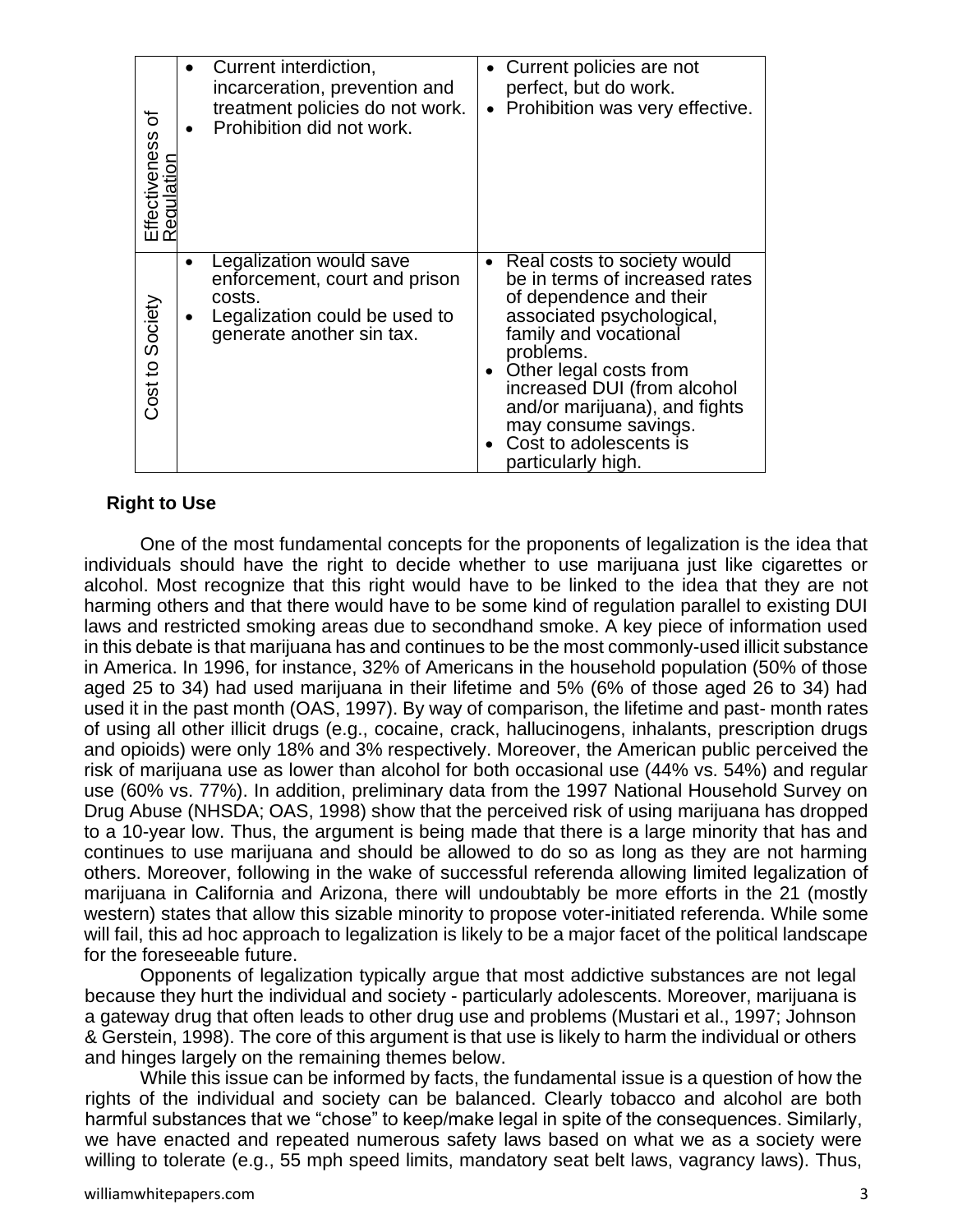| | | |
|---|---|---|
| Effectiveness of Regulation | • Current interdiction, incarceration, prevention and treatment policies do not work.<br>• Prohibition did not work. | • Current policies are not perfect, but do work.<br>• Prohibition was very effective. |
| Cost to Society | • Legalization would save enforcement, court and prison costs.<br>• Legalization could be used to generate another sin tax. | • Real costs to society would be in terms of increased rates of dependence and their associated psychological, family and vocational problems.<br>• Other legal costs from increased DUI (from alcohol and/or marijuana), and fights may consume savings.<br>• Cost to adolescents is particularly high. |

**Right to Use**

One of the most fundamental concepts for the proponents of legalization is the idea that individuals should have the right to decide whether to use marijuana just like cigarettes or alcohol. Most recognize that this right would have to be linked to the idea that they are not harming others and that there would have to be some kind of regulation parallel to existing DUI laws and restricted smoking areas due to secondhand smoke. A key piece of information used in this debate is that marijuana has and continues to be the most commonly-used illicit substance in America. In 1996, for instance, 32% of Americans in the household population (50% of those aged 25 to 34) had used marijuana in their lifetime and 5% (6% of those aged 26 to 34) had used it in the past month (OAS, 1997). By way of comparison, the lifetime and past- month rates of using all other illicit drugs (e.g., cocaine, crack, hallucinogens, inhalants, prescription drugs and opioids) were only 18% and 3% respectively. Moreover, the American public perceived the risk of marijuana use as lower than alcohol for both occasional use (44% vs. 54%) and regular use (60% vs. 77%). In addition, preliminary data from the 1997 National Household Survey on Drug Abuse (NHSDA; OAS, 1998) show that the perceived risk of using marijuana has dropped to a 10-year low. Thus, the argument is being made that there is a large minority that has and continues to use marijuana and should be allowed to do so as long as they are not harming others. Moreover, following in the wake of successful referenda allowing limited legalization of marijuana in California and Arizona, there will undoubtably be more efforts in the 21 (mostly western) states that allow this sizable minority to propose voter-initiated referenda. While some will fail, this ad hoc approach to legalization is likely to be a major facet of the political landscape for the foreseeable future.

Opponents of legalization typically argue that most addictive substances are not legal because they hurt the individual and society - particularly adolescents. Moreover, marijuana is a gateway drug that often leads to other drug use and problems (Mustari et al., 1997; Johnson & Gerstein, 1998). The core of this argument is that use is likely to harm the individual or others and hinges largely on the remaining themes below.

While this issue can be informed by facts, the fundamental issue is a question of how the rights of the individual and society can be balanced. Clearly tobacco and alcohol are both harmful substances that we "chose" to keep/make legal in spite of the consequences. Similarly, we have enacted and repeated numerous safety laws based on what we as a society were willing to tolerate (e.g., 55 mph speed limits, mandatory seat belt laws, vagrancy laws). Thus,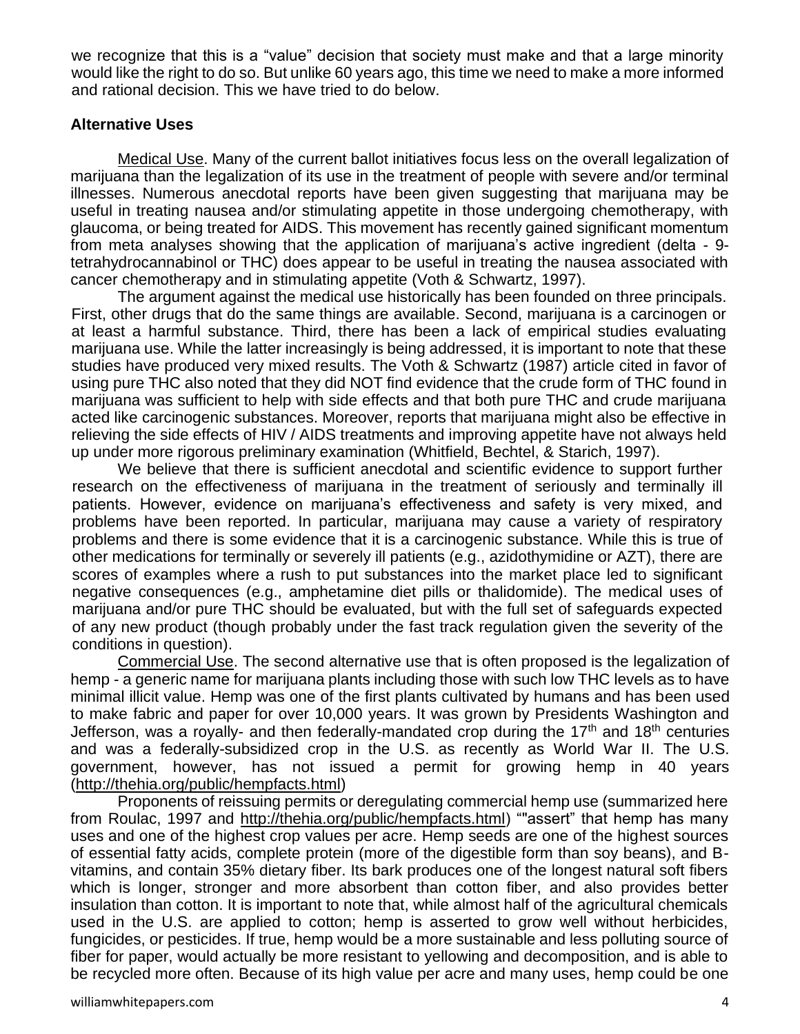we recognize that this is a "value" decision that society must make and that a large minority would like the right to do so. But unlike 60 years ago, this time we need to make a more informed and rational decision. This we have tried to do below.

## Alternative Uses

Medical Use. Many of the current ballot initiatives focus less on the overall legalization of marijuana than the legalization of its use in the treatment of people with severe and/or terminal illnesses. Numerous anecdotal reports have been given suggesting that marijuana may be useful in treating nausea and/or stimulating appetite in those undergoing chemotherapy, with glaucoma, or being treated for AIDS. This movement has recently gained significant momentum from meta analyses showing that the application of marijuana's active ingredient (delta - 9-tetrahydrocannabinol or THC) does appear to be useful in treating the nausea associated with cancer chemotherapy and in stimulating appetite (Voth & Schwartz, 1997).

The argument against the medical use historically has been founded on three principals. First, other drugs that do the same things are available. Second, marijuana is a carcinogen or at least a harmful substance. Third, there has been a lack of empirical studies evaluating marijuana use. While the latter increasingly is being addressed, it is important to note that these studies have produced very mixed results. The Voth & Schwartz (1987) article cited in favor of using pure THC also noted that they did NOT find evidence that the crude form of THC found in marijuana was sufficient to help with side effects and that both pure THC and crude marijuana acted like carcinogenic substances. Moreover, reports that marijuana might also be effective in relieving the side effects of HIV / AIDS treatments and improving appetite have not always held up under more rigorous preliminary examination (Whitfield, Bechtel, & Starich, 1997).

We believe that there is sufficient anecdotal and scientific evidence to support further research on the effectiveness of marijuana in the treatment of seriously and terminally ill patients. However, evidence on marijuana's effectiveness and safety is very mixed, and problems have been reported. In particular, marijuana may cause a variety of respiratory problems and there is some evidence that it is a carcinogenic substance. While this is true of other medications for terminally or severely ill patients (e.g., azidothymidine or AZT), there are scores of examples where a rush to put substances into the market place led to significant negative consequences (e.g., amphetamine diet pills or thalidomide). The medical uses of marijuana and/or pure THC should be evaluated, but with the full set of safeguards expected of any new product (though probably under the fast track regulation given the severity of the conditions in question).

Commercial Use. The second alternative use that is often proposed is the legalization of hemp - a generic name for marijuana plants including those with such low THC levels as to have minimal illicit value. Hemp was one of the first plants cultivated by humans and has been used to make fabric and paper for over 10,000 years. It was grown by Presidents Washington and Jefferson, was a royally- and then federally-mandated crop during the 17th and 18th centuries and was a federally-subsidized crop in the U.S. as recently as World War II. The U.S. government, however, has not issued a permit for growing hemp in 40 years (http://thehia.org/public/hempfacts.html)

Proponents of reissuing permits or deregulating commercial hemp use (summarized here from Roulac, 1997 and http://thehia.org/public/hempfacts.html) ""assert" that hemp has many uses and one of the highest crop values per acre. Hemp seeds are one of the highest sources of essential fatty acids, complete protein (more of the digestible form than soy beans), and B-vitamins, and contain 35% dietary fiber. Its bark produces one of the longest natural soft fibers which is longer, stronger and more absorbent than cotton fiber, and also provides better insulation than cotton. It is important to note that, while almost half of the agricultural chemicals used in the U.S. are applied to cotton; hemp is asserted to grow well without herbicides, fungicides, or pesticides. If true, hemp would be a more sustainable and less polluting source of fiber for paper, would actually be more resistant to yellowing and decomposition, and is able to be recycled more often. Because of its high value per acre and many uses, hemp could be one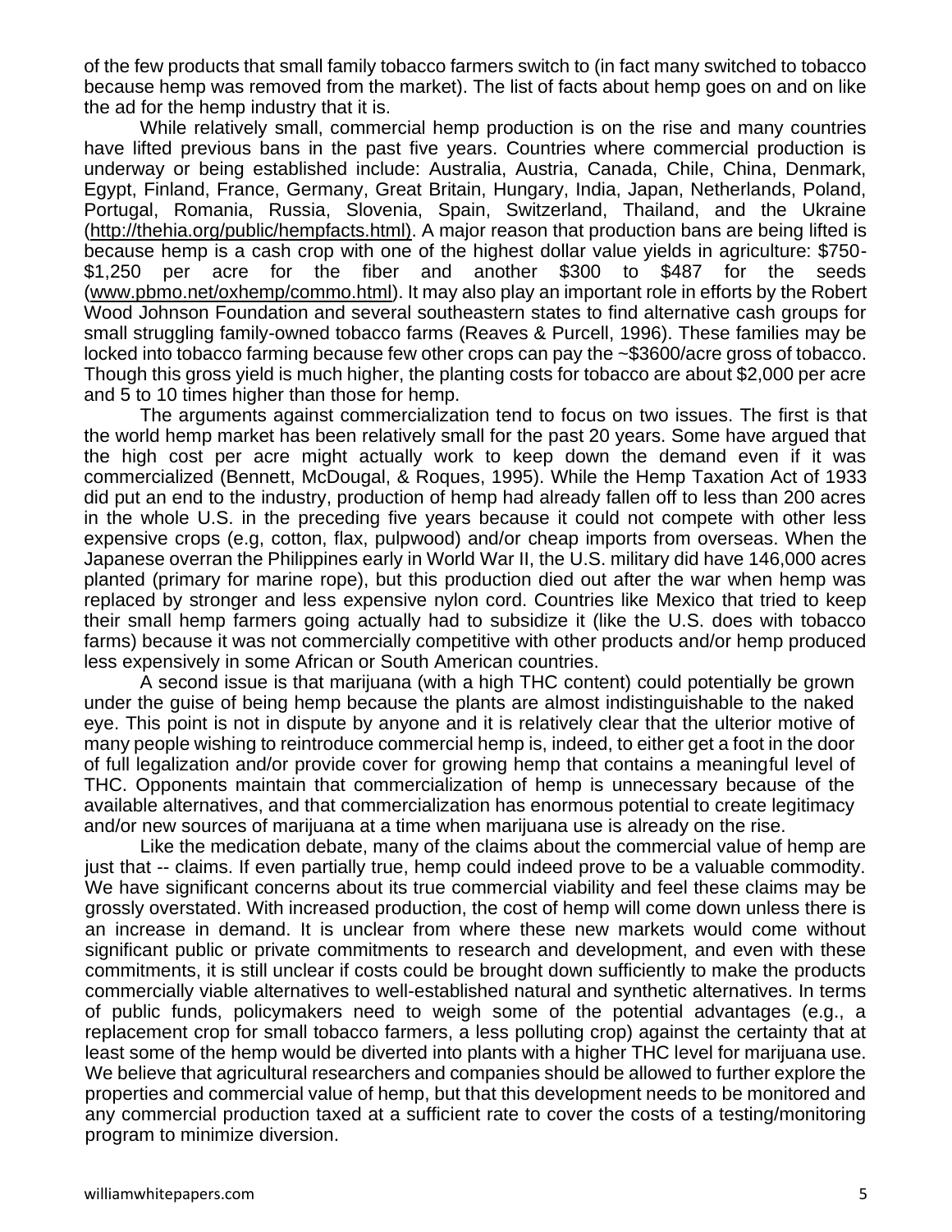of the few products that small family tobacco farmers switch to (in fact many switched to tobacco because hemp was removed from the market). The list of facts about hemp goes on and on like the ad for the hemp industry that it is.

While relatively small, commercial hemp production is on the rise and many countries have lifted previous bans in the past five years. Countries where commercial production is underway or being established include: Australia, Austria, Canada, Chile, China, Denmark, Egypt, Finland, France, Germany, Great Britain, Hungary, India, Japan, Netherlands, Poland, Portugal, Romania, Russia, Slovenia, Spain, Switzerland, Thailand, and the Ukraine (http://thehia.org/public/hempfacts.html). A major reason that production bans are being lifted is because hemp is a cash crop with one of the highest dollar value yields in agriculture: $750-$1,250 per acre for the fiber and another $300 to $487 for the seeds (www.pbmo.net/oxhemp/commo.html). It may also play an important role in efforts by the Robert Wood Johnson Foundation and several southeastern states to find alternative cash groups for small struggling family-owned tobacco farms (Reaves & Purcell, 1996). These families may be locked into tobacco farming because few other crops can pay the ~$3600/acre gross of tobacco. Though this gross yield is much higher, the planting costs for tobacco are about $2,000 per acre and 5 to 10 times higher than those for hemp.

The arguments against commercialization tend to focus on two issues. The first is that the world hemp market has been relatively small for the past 20 years. Some have argued that the high cost per acre might actually work to keep down the demand even if it was commercialized (Bennett, McDougal, & Roques, 1995). While the Hemp Taxation Act of 1933 did put an end to the industry, production of hemp had already fallen off to less than 200 acres in the whole U.S. in the preceding five years because it could not compete with other less expensive crops (e.g, cotton, flax, pulpwood) and/or cheap imports from overseas. When the Japanese overran the Philippines early in World War II, the U.S. military did have 146,000 acres planted (primary for marine rope), but this production died out after the war when hemp was replaced by stronger and less expensive nylon cord. Countries like Mexico that tried to keep their small hemp farmers going actually had to subsidize it (like the U.S. does with tobacco farms) because it was not commercially competitive with other products and/or hemp produced less expensively in some African or South American countries.

A second issue is that marijuana (with a high THC content) could potentially be grown under the guise of being hemp because the plants are almost indistinguishable to the naked eye. This point is not in dispute by anyone and it is relatively clear that the ulterior motive of many people wishing to reintroduce commercial hemp is, indeed, to either get a foot in the door of full legalization and/or provide cover for growing hemp that contains a meaningful level of THC. Opponents maintain that commercialization of hemp is unnecessary because of the available alternatives, and that commercialization has enormous potential to create legitimacy and/or new sources of marijuana at a time when marijuana use is already on the rise.

Like the medication debate, many of the claims about the commercial value of hemp are just that -- claims. If even partially true, hemp could indeed prove to be a valuable commodity. We have significant concerns about its true commercial viability and feel these claims may be grossly overstated. With increased production, the cost of hemp will come down unless there is an increase in demand. It is unclear from where these new markets would come without significant public or private commitments to research and development, and even with these commitments, it is still unclear if costs could be brought down sufficiently to make the products commercially viable alternatives to well-established natural and synthetic alternatives. In terms of public funds, policymakers need to weigh some of the potential advantages (e.g., a replacement crop for small tobacco farmers, a less polluting crop) against the certainty that at least some of the hemp would be diverted into plants with a higher THC level for marijuana use. We believe that agricultural researchers and companies should be allowed to further explore the properties and commercial value of hemp, but that this development needs to be monitored and any commercial production taxed at a sufficient rate to cover the costs of a testing/monitoring program to minimize diversion.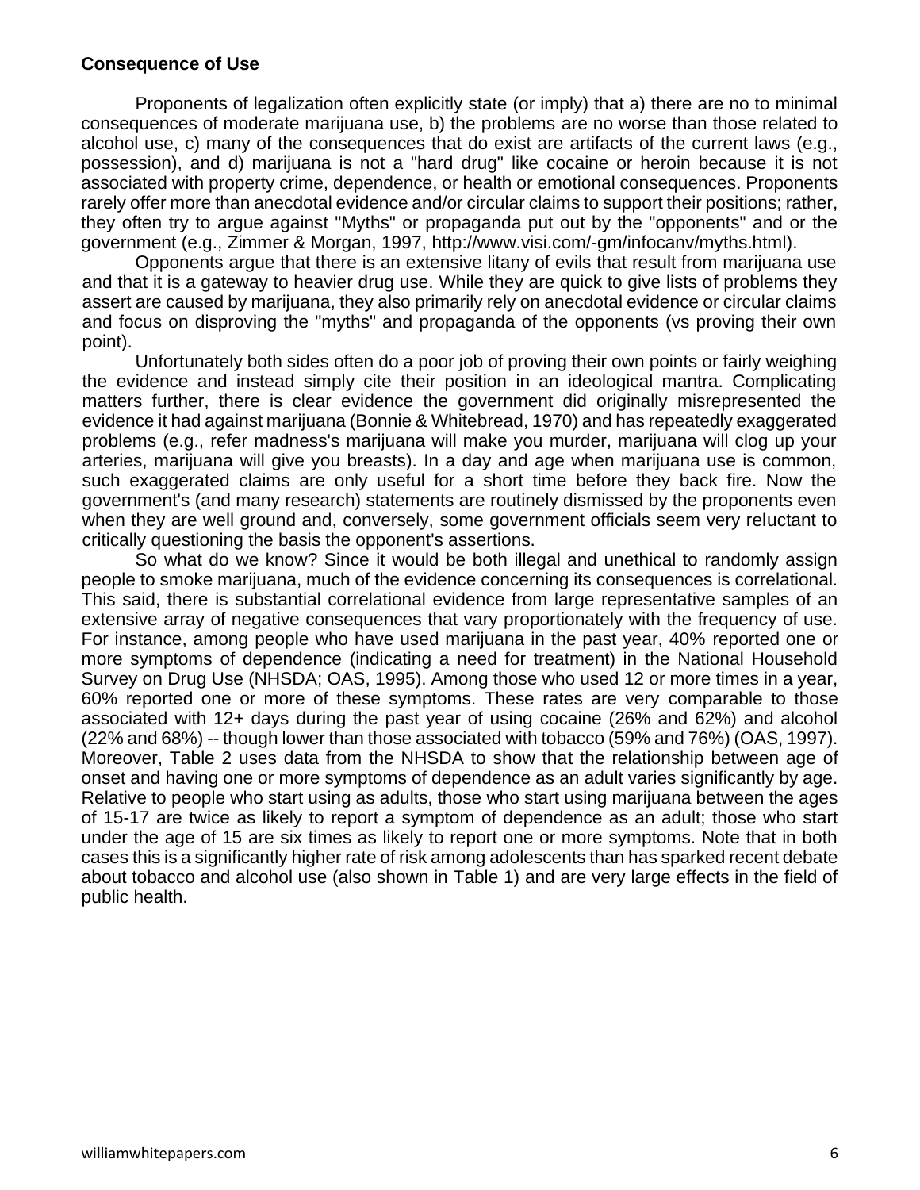**Consequence of Use**

Proponents of legalization often explicitly state (or imply) that a) there are no to minimal consequences of moderate marijuana use, b) the problems are no worse than those related to alcohol use, c) many of the consequences that do exist are artifacts of the current laws (e.g., possession), and d) marijuana is not a "hard drug" like cocaine or heroin because it is not associated with property crime, dependence, or health or emotional consequences. Proponents rarely offer more than anecdotal evidence and/or circular claims to support their positions; rather, they often try to argue against "Myths" or propaganda put out by the "opponents" and or the government (e.g., Zimmer & Morgan, 1997, http://www.visi.com/-gm/infocanv/myths.html).

Opponents argue that there is an extensive litany of evils that result from marijuana use and that it is a gateway to heavier drug use. While they are quick to give lists of problems they assert are caused by marijuana, they also primarily rely on anecdotal evidence or circular claims and focus on disproving the "myths" and propaganda of the opponents (vs proving their own point).

Unfortunately both sides often do a poor job of proving their own points or fairly weighing the evidence and instead simply cite their position in an ideological mantra. Complicating matters further, there is clear evidence the government did originally misrepresented the evidence it had against marijuana (Bonnie & Whitebread, 1970) and has repeatedly exaggerated problems (e.g., refer madness's marijuana will make you murder, marijuana will clog up your arteries, marijuana will give you breasts). In a day and age when marijuana use is common, such exaggerated claims are only useful for a short time before they back fire. Now the government's (and many research) statements are routinely dismissed by the proponents even when they are well ground and, conversely, some government officials seem very reluctant to critically questioning the basis the opponent's assertions.

So what do we know? Since it would be both illegal and unethical to randomly assign people to smoke marijuana, much of the evidence concerning its consequences is correlational. This said, there is substantial correlational evidence from large representative samples of an extensive array of negative consequences that vary proportionately with the frequency of use. For instance, among people who have used marijuana in the past year, 40% reported one or more symptoms of dependence (indicating a need for treatment) in the National Household Survey on Drug Use (NHSDA; OAS, 1995). Among those who used 12 or more times in a year, 60% reported one or more of these symptoms. These rates are very comparable to those associated with 12+ days during the past year of using cocaine (26% and 62%) and alcohol (22% and 68%) -- though lower than those associated with tobacco (59% and 76%) (OAS, 1997). Moreover, Table 2 uses data from the NHSDA to show that the relationship between age of onset and having one or more symptoms of dependence as an adult varies significantly by age. Relative to people who start using as adults, those who start using marijuana between the ages of 15-17 are twice as likely to report a symptom of dependence as an adult; those who start under the age of 15 are six times as likely to report one or more symptoms. Note that in both cases this is a significantly higher rate of risk among adolescents than has sparked recent debate about tobacco and alcohol use (also shown in Table 1) and are very large effects in the field of public health.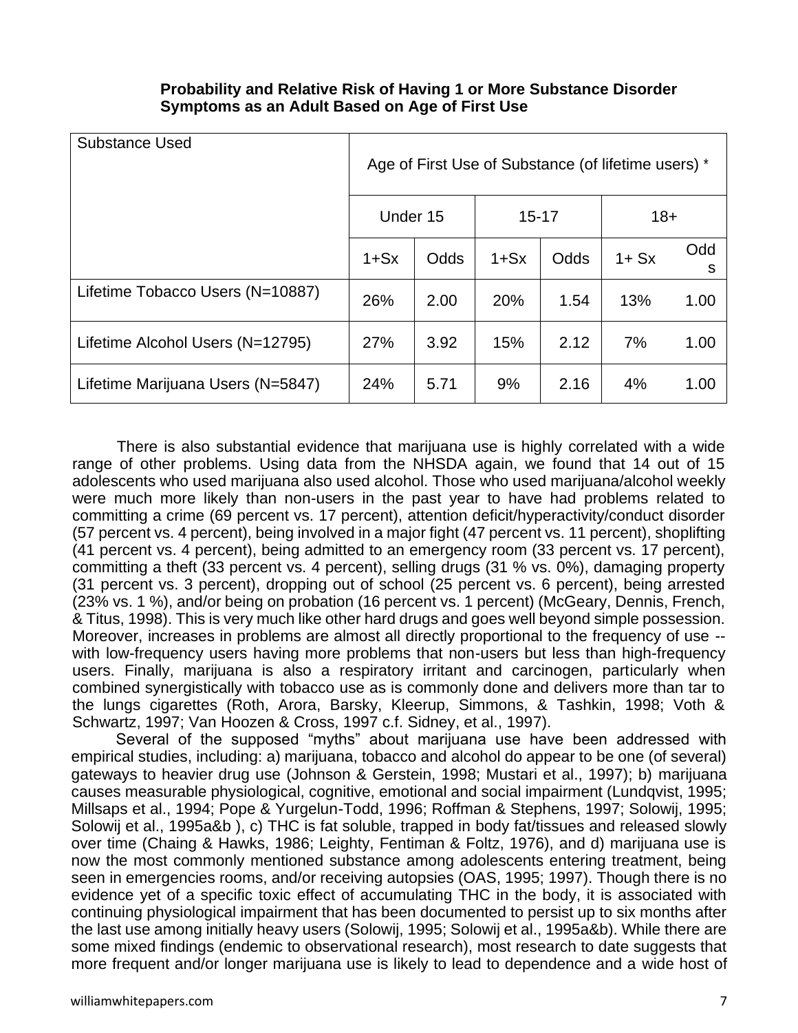**Probability and Relative Risk of Having 1 or More Substance Disorder Symptoms as an Adult Based on Age of First Use**

| Substance Used | Age of First Use of Substance (of lifetime users) * | | | | | |
|---|---|---|---|---|---|---|
| | Under 15 | | 15-17 | | 18+ | |
| | 1+Sx | Odds | 1+Sx | Odds | 1+ Sx | Odds |
| Lifetime Tobacco Users (N=10887) | 26% | 2.00 | 20% | 1.54 | 13% | 1.00 |
| Lifetime Alcohol Users (N=12795) | 27% | 3.92 | 15% | 2.12 | 7% | 1.00 |
| Lifetime Marijuana Users (N=5847) | 24% | 5.71 | 9% | 2.16 | 4% | 1.00 |

There is also substantial evidence that marijuana use is highly correlated with a wide range of other problems. Using data from the NHSDA again, we found that 14 out of 15 adolescents who used marijuana also used alcohol. Those who used marijuana/alcohol weekly were much more likely than non-users in the past year to have had problems related to committing a crime (69 percent vs. 17 percent), attention deficit/hyperactivity/conduct disorder (57 percent vs. 4 percent), being involved in a major fight (47 percent vs. 11 percent), shoplifting (41 percent vs. 4 percent), being admitted to an emergency room (33 percent vs. 17 percent), committing a theft (33 percent vs. 4 percent), selling drugs (31 % vs. 0%), damaging property (31 percent vs. 3 percent), dropping out of school (25 percent vs. 6 percent), being arrested (23% vs. 1 %), and/or being on probation (16 percent vs. 1 percent) (McGeary, Dennis, French, & Titus, 1998). This is very much like other hard drugs and goes well beyond simple possession. Moreover, increases in problems are almost all directly proportional to the frequency of use -- with low-frequency users having more problems that non-users but less than high-frequency users. Finally, marijuana is also a respiratory irritant and carcinogen, particularly when combined synergistically with tobacco use as is commonly done and delivers more than tar to the lungs cigarettes (Roth, Arora, Barsky, Kleerup, Simmons, & Tashkin, 1998; Voth & Schwartz, 1997; Van Hoozen & Cross, 1997 c.f. Sidney, et al., 1997).

Several of the supposed "myths" about marijuana use have been addressed with empirical studies, including: a) marijuana, tobacco and alcohol do appear to be one (of several) gateways to heavier drug use (Johnson & Gerstein, 1998; Mustari et al., 1997); b) marijuana causes measurable physiological, cognitive, emotional and social impairment (Lundqvist, 1995; Millsaps et al., 1994; Pope & Yurgelun-Todd, 1996; Roffman & Stephens, 1997; Solowij, 1995; Solowij et al., 1995a&b ), c) THC is fat soluble, trapped in body fat/tissues and released slowly over time (Chaing & Hawks, 1986; Leighty, Fentiman & Foltz, 1976), and d) marijuana use is now the most commonly mentioned substance among adolescents entering treatment, being seen in emergencies rooms, and/or receiving autopsies (OAS, 1995; 1997). Though there is no evidence yet of a specific toxic effect of accumulating THC in the body, it is associated with continuing physiological impairment that has been documented to persist up to six months after the last use among initially heavy users (Solowij, 1995; Solowij et al., 1995a&b). While there are some mixed findings (endemic to observational research), most research to date suggests that more frequent and/or longer marijuana use is likely to lead to dependence and a wide host of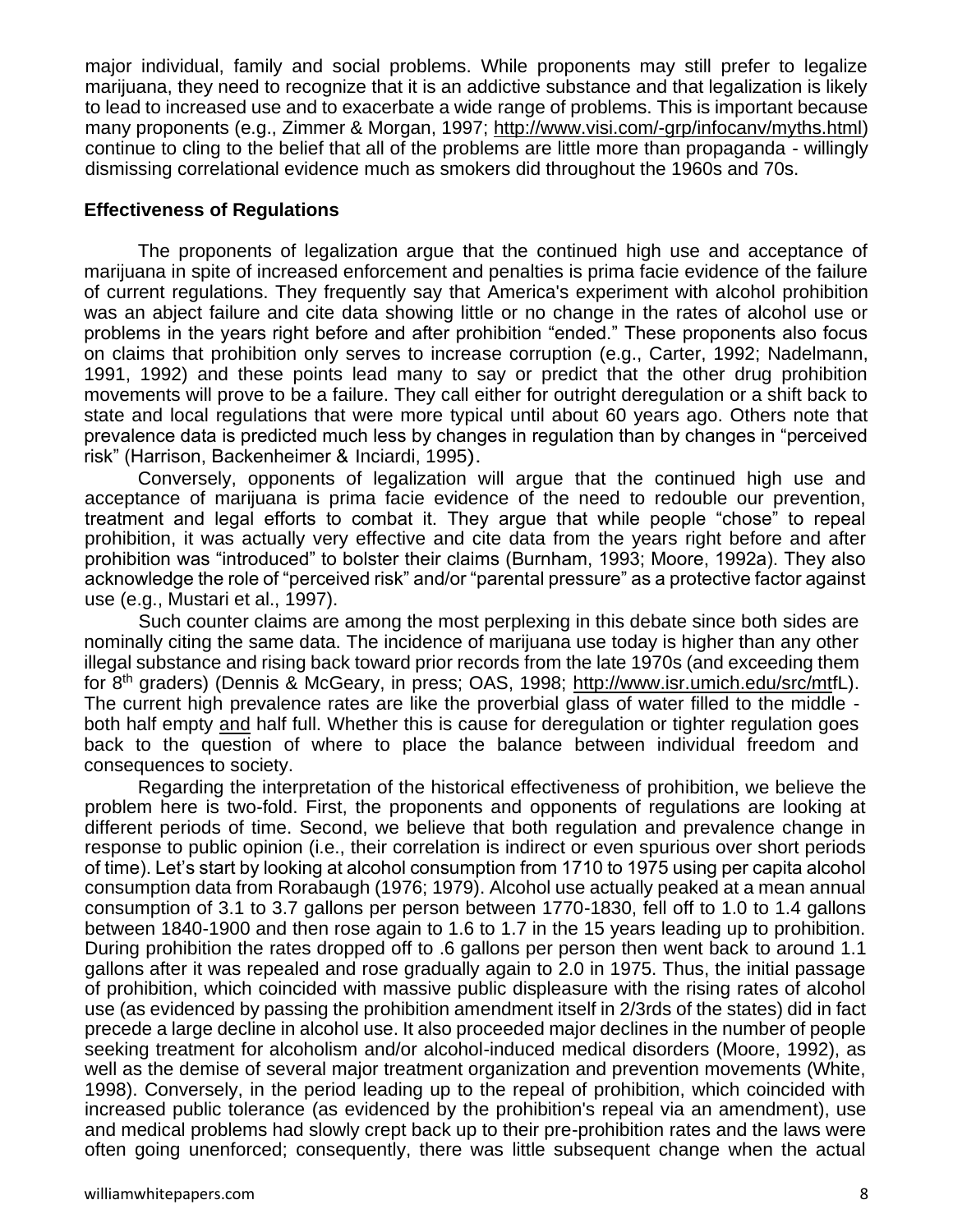major individual, family and social problems. While proponents may still prefer to legalize marijuana, they need to recognize that it is an addictive substance and that legalization is likely to lead to increased use and to exacerbate a wide range of problems. This is important because many proponents (e.g., Zimmer & Morgan, 1997; http://www.visi.com/-grp/infocanv/myths.html) continue to cling to the belief that all of the problems are little more than propaganda - willingly dismissing correlational evidence much as smokers did throughout the 1960s and 70s.

**Effectiveness of Regulations**

The proponents of legalization argue that the continued high use and acceptance of marijuana in spite of increased enforcement and penalties is prima facie evidence of the failure of current regulations. They frequently say that America's experiment with alcohol prohibition was an abject failure and cite data showing little or no change in the rates of alcohol use or problems in the years right before and after prohibition "ended." These proponents also focus on claims that prohibition only serves to increase corruption (e.g., Carter, 1992; Nadelmann, 1991, 1992) and these points lead many to say or predict that the other drug prohibition movements will prove to be a failure. They call either for outright deregulation or a shift back to state and local regulations that were more typical until about 60 years ago. Others note that prevalence data is predicted much less by changes in regulation than by changes in "perceived risk" (Harrison, Backenheimer & Inciardi, 1995).

Conversely, opponents of legalization will argue that the continued high use and acceptance of marijuana is prima facie evidence of the need to redouble our prevention, treatment and legal efforts to combat it. They argue that while people "chose" to repeal prohibition, it was actually very effective and cite data from the years right before and after prohibition was "introduced" to bolster their claims (Burnham, 1993; Moore, 1992a). They also acknowledge the role of "perceived risk" and/or "parental pressure" as a protective factor against use (e.g., Mustari et al., 1997).

Such counter claims are among the most perplexing in this debate since both sides are nominally citing the same data. The incidence of marijuana use today is higher than any other illegal substance and rising back toward prior records from the late 1970s (and exceeding them for 8th graders) (Dennis & McGeary, in press; OAS, 1998; http://www.isr.umich.edu/src/mtfL). The current high prevalence rates are like the proverbial glass of water filled to the middle - both half empty and half full. Whether this is cause for deregulation or tighter regulation goes back to the question of where to place the balance between individual freedom and consequences to society.

Regarding the interpretation of the historical effectiveness of prohibition, we believe the problem here is two-fold. First, the proponents and opponents of regulations are looking at different periods of time. Second, we believe that both regulation and prevalence change in response to public opinion (i.e., their correlation is indirect or even spurious over short periods of time). Let's start by looking at alcohol consumption from 1710 to 1975 using per capita alcohol consumption data from Rorabaugh (1976; 1979). Alcohol use actually peaked at a mean annual consumption of 3.1 to 3.7 gallons per person between 1770-1830, fell off to 1.0 to 1.4 gallons between 1840-1900 and then rose again to 1.6 to 1.7 in the 15 years leading up to prohibition. During prohibition the rates dropped off to .6 gallons per person then went back to around 1.1 gallons after it was repealed and rose gradually again to 2.0 in 1975. Thus, the initial passage of prohibition, which coincided with massive public displeasure with the rising rates of alcohol use (as evidenced by passing the prohibition amendment itself in 2/3rds of the states) did in fact precede a large decline in alcohol use. It also proceeded major declines in the number of people seeking treatment for alcoholism and/or alcohol-induced medical disorders (Moore, 1992), as well as the demise of several major treatment organization and prevention movements (White, 1998). Conversely, in the period leading up to the repeal of prohibition, which coincided with increased public tolerance (as evidenced by the prohibition's repeal via an amendment), use and medical problems had slowly crept back up to their pre-prohibition rates and the laws were often going unenforced; consequently, there was little subsequent change when the actual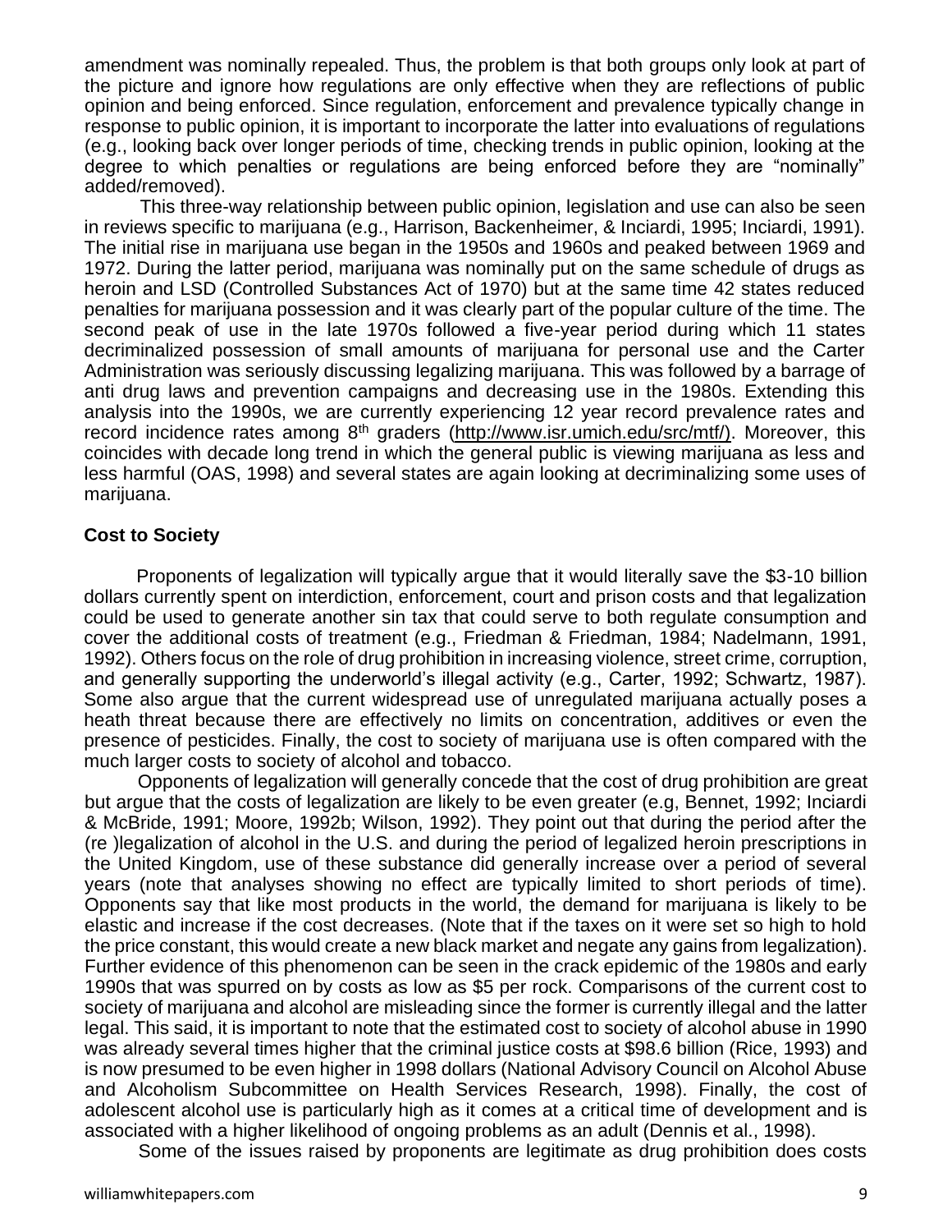amendment was nominally repealed. Thus, the problem is that both groups only look at part of the picture and ignore how regulations are only effective when they are reflections of public opinion and being enforced. Since regulation, enforcement and prevalence typically change in response to public opinion, it is important to incorporate the latter into evaluations of regulations (e.g., looking back over longer periods of time, checking trends in public opinion, looking at the degree to which penalties or regulations are being enforced before they are "nominally" added/removed).

This three-way relationship between public opinion, legislation and use can also be seen in reviews specific to marijuana (e.g., Harrison, Backenheimer, & Inciardi, 1995; Inciardi, 1991). The initial rise in marijuana use began in the 1950s and 1960s and peaked between 1969 and 1972. During the latter period, marijuana was nominally put on the same schedule of drugs as heroin and LSD (Controlled Substances Act of 1970) but at the same time 42 states reduced penalties for marijuana possession and it was clearly part of the popular culture of the time. The second peak of use in the late 1970s followed a five-year period during which 11 states decriminalized possession of small amounts of marijuana for personal use and the Carter Administration was seriously discussing legalizing marijuana. This was followed by a barrage of anti drug laws and prevention campaigns and decreasing use in the 1980s. Extending this analysis into the 1990s, we are currently experiencing 12 year record prevalence rates and record incidence rates among 8th graders (http://www.isr.umich.edu/src/mtf/). Moreover, this coincides with decade long trend in which the general public is viewing marijuana as less and less harmful (OAS, 1998) and several states are again looking at decriminalizing some uses of marijuana.

**Cost to Society**

Proponents of legalization will typically argue that it would literally save the $3-10 billion dollars currently spent on interdiction, enforcement, court and prison costs and that legalization could be used to generate another sin tax that could serve to both regulate consumption and cover the additional costs of treatment (e.g., Friedman & Friedman, 1984; Nadelmann, 1991, 1992). Others focus on the role of drug prohibition in increasing violence, street crime, corruption, and generally supporting the underworld's illegal activity (e.g., Carter, 1992; Schwartz, 1987). Some also argue that the current widespread use of unregulated marijuana actually poses a heath threat because there are effectively no limits on concentration, additives or even the presence of pesticides. Finally, the cost to society of marijuana use is often compared with the much larger costs to society of alcohol and tobacco.

Opponents of legalization will generally concede that the cost of drug prohibition are great but argue that the costs of legalization are likely to be even greater (e.g, Bennet, 1992; Inciardi & McBride, 1991; Moore, 1992b; Wilson, 1992). They point out that during the period after the (re )legalization of alcohol in the U.S. and during the period of legalized heroin prescriptions in the United Kingdom, use of these substance did generally increase over a period of several years (note that analyses showing no effect are typically limited to short periods of time). Opponents say that like most products in the world, the demand for marijuana is likely to be elastic and increase if the cost decreases. (Note that if the taxes on it were set so high to hold the price constant, this would create a new black market and negate any gains from legalization). Further evidence of this phenomenon can be seen in the crack epidemic of the 1980s and early 1990s that was spurred on by costs as low as $5 per rock. Comparisons of the current cost to society of marijuana and alcohol are misleading since the former is currently illegal and the latter legal. This said, it is important to note that the estimated cost to society of alcohol abuse in 1990 was already several times higher that the criminal justice costs at $98.6 billion (Rice, 1993) and is now presumed to be even higher in 1998 dollars (National Advisory Council on Alcohol Abuse and Alcoholism Subcommittee on Health Services Research, 1998). Finally, the cost of adolescent alcohol use is particularly high as it comes at a critical time of development and is associated with a higher likelihood of ongoing problems as an adult (Dennis et al., 1998).

Some of the issues raised by proponents are legitimate as drug prohibition does costs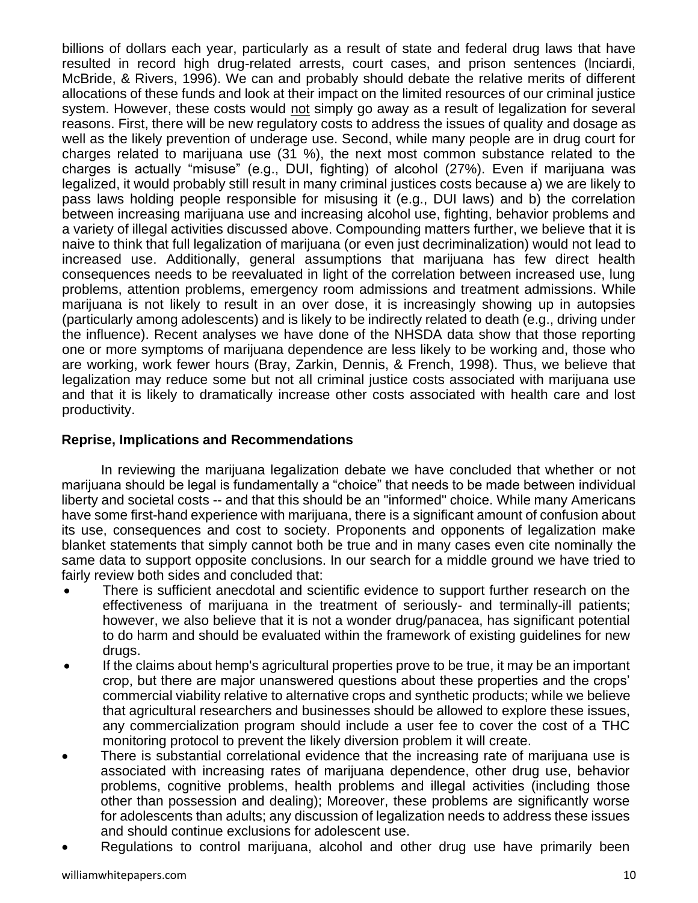billions of dollars each year, particularly as a result of state and federal drug laws that have resulted in record high drug-related arrests, court cases, and prison sentences (Inciardi, McBride, & Rivers, 1996). We can and probably should debate the relative merits of different allocations of these funds and look at their impact on the limited resources of our criminal justice system. However, these costs would not simply go away as a result of legalization for several reasons. First, there will be new regulatory costs to address the issues of quality and dosage as well as the likely prevention of underage use. Second, while many people are in drug court for charges related to marijuana use (31 %), the next most common substance related to the charges is actually "misuse" (e.g., DUI, fighting) of alcohol (27%). Even if marijuana was legalized, it would probably still result in many criminal justices costs because a) we are likely to pass laws holding people responsible for misusing it (e.g., DUI laws) and b) the correlation between increasing marijuana use and increasing alcohol use, fighting, behavior problems and a variety of illegal activities discussed above. Compounding matters further, we believe that it is naive to think that full legalization of marijuana (or even just decriminalization) would not lead to increased use. Additionally, general assumptions that marijuana has few direct health consequences needs to be reevaluated in light of the correlation between increased use, lung problems, attention problems, emergency room admissions and treatment admissions. While marijuana is not likely to result in an over dose, it is increasingly showing up in autopsies (particularly among adolescents) and is likely to be indirectly related to death (e.g., driving under the influence). Recent analyses we have done of the NHSDA data show that those reporting one or more symptoms of marijuana dependence are less likely to be working and, those who are working, work fewer hours (Bray, Zarkin, Dennis, & French, 1998). Thus, we believe that legalization may reduce some but not all criminal justice costs associated with marijuana use and that it is likely to dramatically increase other costs associated with health care and lost productivity.

**Reprise, Implications and Recommendations**

In reviewing the marijuana legalization debate we have concluded that whether or not marijuana should be legal is fundamentally a "choice" that needs to be made between individual liberty and societal costs -- and that this should be an "informed" choice. While many Americans have some first-hand experience with marijuana, there is a significant amount of confusion about its use, consequences and cost to society. Proponents and opponents of legalization make blanket statements that simply cannot both be true and in many cases even cite nominally the same data to support opposite conclusions. In our search for a middle ground we have tried to fairly review both sides and concluded that:

- There is sufficient anecdotal and scientific evidence to support further research on the effectiveness of marijuana in the treatment of seriously- and terminally-ill patients; however, we also believe that it is not a wonder drug/panacea, has significant potential to do harm and should be evaluated within the framework of existing guidelines for new drugs.
- If the claims about hemp's agricultural properties prove to be true, it may be an important crop, but there are major unanswered questions about these properties and the crops' commercial viability relative to alternative crops and synthetic products; while we believe that agricultural researchers and businesses should be allowed to explore these issues, any commercialization program should include a user fee to cover the cost of a THC monitoring protocol to prevent the likely diversion problem it will create.
- There is substantial correlational evidence that the increasing rate of marijuana use is associated with increasing rates of marijuana dependence, other drug use, behavior problems, cognitive problems, health problems and illegal activities (including those other than possession and dealing); Moreover, these problems are significantly worse for adolescents than adults; any discussion of legalization needs to address these issues and should continue exclusions for adolescent use.
- Regulations to control marijuana, alcohol and other drug use have primarily been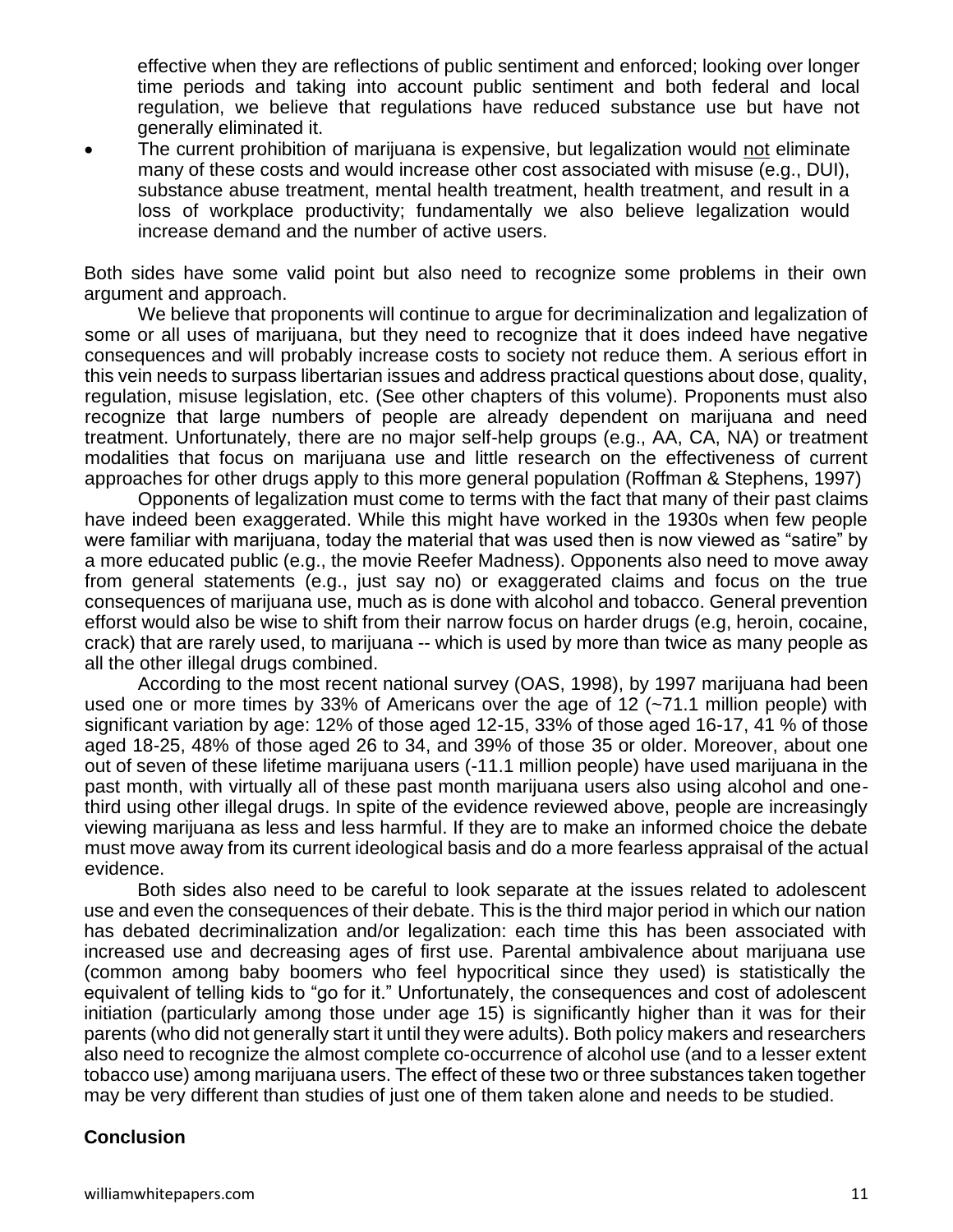effective when they are reflections of public sentiment and enforced; looking over longer time periods and taking into account public sentiment and both federal and local regulation, we believe that regulations have reduced substance use but have not generally eliminated it.

- The current prohibition of marijuana is expensive, but legalization would not eliminate many of these costs and would increase other cost associated with misuse (e.g., DUI), substance abuse treatment, mental health treatment, health treatment, and result in a loss of workplace productivity; fundamentally we also believe legalization would increase demand and the number of active users.

Both sides have some valid point but also need to recognize some problems in their own argument and approach.

We believe that proponents will continue to argue for decriminalization and legalization of some or all uses of marijuana, but they need to recognize that it does indeed have negative consequences and will probably increase costs to society not reduce them. A serious effort in this vein needs to surpass libertarian issues and address practical questions about dose, quality, regulation, misuse legislation, etc. (See other chapters of this volume). Proponents must also recognize that large numbers of people are already dependent on marijuana and need treatment. Unfortunately, there are no major self-help groups (e.g., AA, CA, NA) or treatment modalities that focus on marijuana use and little research on the effectiveness of current approaches for other drugs apply to this more general population (Roffman & Stephens, 1997)

Opponents of legalization must come to terms with the fact that many of their past claims have indeed been exaggerated. While this might have worked in the 1930s when few people were familiar with marijuana, today the material that was used then is now viewed as "satire" by a more educated public (e.g., the movie Reefer Madness). Opponents also need to move away from general statements (e.g., just say no) or exaggerated claims and focus on the true consequences of marijuana use, much as is done with alcohol and tobacco. General prevention efforst would also be wise to shift from their narrow focus on harder drugs (e.g, heroin, cocaine, crack) that are rarely used, to marijuana -- which is used by more than twice as many people as all the other illegal drugs combined.

According to the most recent national survey (OAS, 1998), by 1997 marijuana had been used one or more times by 33% of Americans over the age of 12 (~71.1 million people) with significant variation by age: 12% of those aged 12-15, 33% of those aged 16-17, 41 % of those aged 18-25, 48% of those aged 26 to 34, and 39% of those 35 or older. Moreover, about one out of seven of these lifetime marijuana users (-11.1 million people) have used marijuana in the past month, with virtually all of these past month marijuana users also using alcohol and one-third using other illegal drugs. In spite of the evidence reviewed above, people are increasingly viewing marijuana as less and less harmful. If they are to make an informed choice the debate must move away from its current ideological basis and do a more fearless appraisal of the actual evidence.

Both sides also need to be careful to look separate at the issues related to adolescent use and even the consequences of their debate. This is the third major period in which our nation has debated decriminalization and/or legalization: each time this has been associated with increased use and decreasing ages of first use. Parental ambivalence about marijuana use (common among baby boomers who feel hypocritical since they used) is statistically the equivalent of telling kids to "go for it." Unfortunately, the consequences and cost of adolescent initiation (particularly among those under age 15) is significantly higher than it was for their parents (who did not generally start it until they were adults). Both policy makers and researchers also need to recognize the almost complete co-occurrence of alcohol use (and to a lesser extent tobacco use) among marijuana users. The effect of these two or three substances taken together may be very different than studies of just one of them taken alone and needs to be studied.

**Conclusion**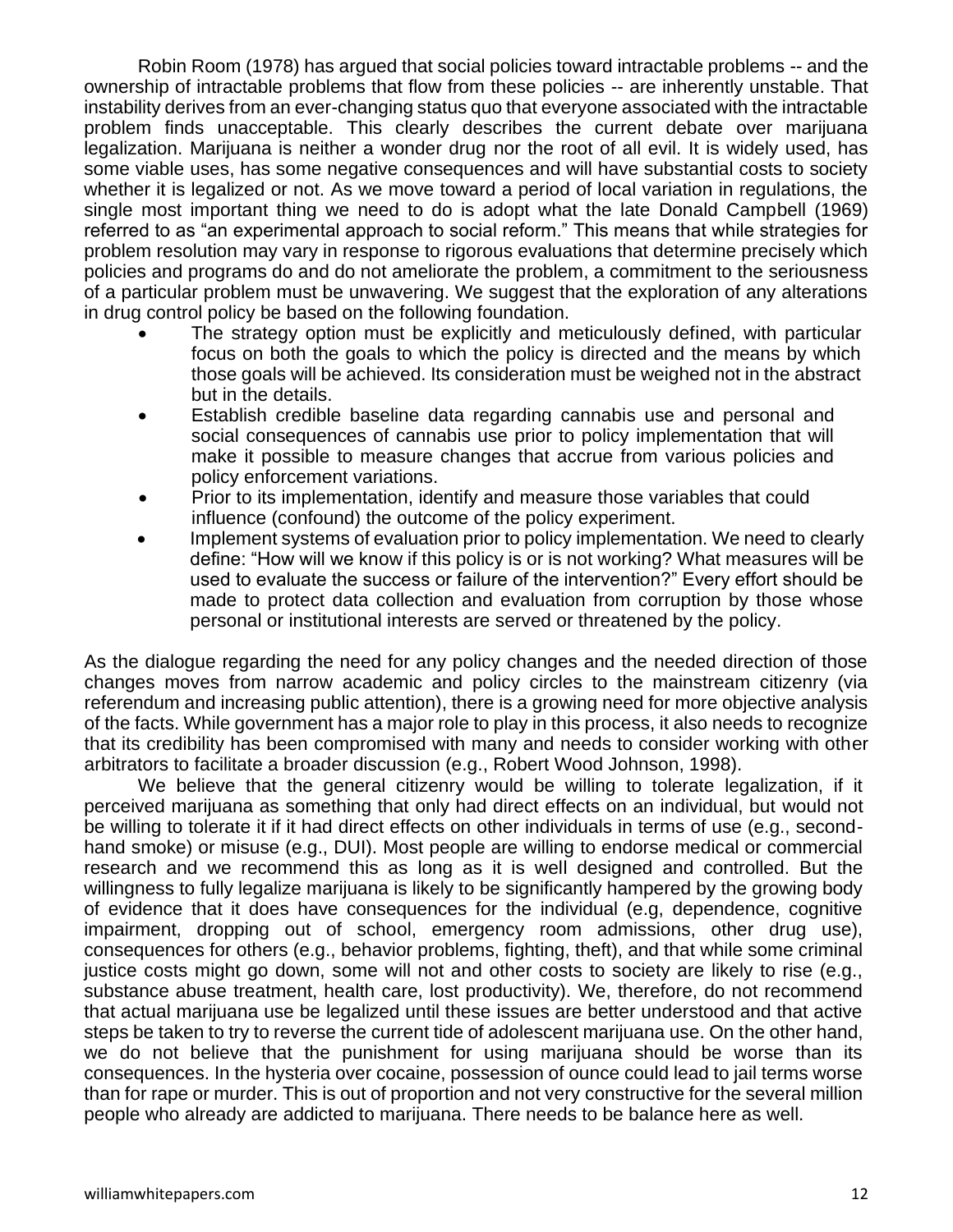Robin Room (1978) has argued that social policies toward intractable problems -- and the ownership of intractable problems that flow from these policies -- are inherently unstable. That instability derives from an ever-changing status quo that everyone associated with the intractable problem finds unacceptable. This clearly describes the current debate over marijuana legalization. Marijuana is neither a wonder drug nor the root of all evil. It is widely used, has some viable uses, has some negative consequences and will have substantial costs to society whether it is legalized or not. As we move toward a period of local variation in regulations, the single most important thing we need to do is adopt what the late Donald Campbell (1969) referred to as "an experimental approach to social reform." This means that while strategies for problem resolution may vary in response to rigorous evaluations that determine precisely which policies and programs do and do not ameliorate the problem, a commitment to the seriousness of a particular problem must be unwavering. We suggest that the exploration of any alterations in drug control policy be based on the following foundation.

- The strategy option must be explicitly and meticulously defined, with particular focus on both the goals to which the policy is directed and the means by which those goals will be achieved. Its consideration must be weighed not in the abstract but in the details.
- Establish credible baseline data regarding cannabis use and personal and social consequences of cannabis use prior to policy implementation that will make it possible to measure changes that accrue from various policies and policy enforcement variations.
- Prior to its implementation, identify and measure those variables that could influence (confound) the outcome of the policy experiment.
- Implement systems of evaluation prior to policy implementation. We need to clearly define: "How will we know if this policy is or is not working? What measures will be used to evaluate the success or failure of the intervention?" Every effort should be made to protect data collection and evaluation from corruption by those whose personal or institutional interests are served or threatened by the policy.

As the dialogue regarding the need for any policy changes and the needed direction of those changes moves from narrow academic and policy circles to the mainstream citizenry (via referendum and increasing public attention), there is a growing need for more objective analysis of the facts. While government has a major role to play in this process, it also needs to recognize that its credibility has been compromised with many and needs to consider working with other arbitrators to facilitate a broader discussion (e.g., Robert Wood Johnson, 1998).

We believe that the general citizenry would be willing to tolerate legalization, if it perceived marijuana as something that only had direct effects on an individual, but would not be willing to tolerate it if it had direct effects on other individuals in terms of use (e.g., second-hand smoke) or misuse (e.g., DUI). Most people are willing to endorse medical or commercial research and we recommend this as long as it is well designed and controlled. But the willingness to fully legalize marijuana is likely to be significantly hampered by the growing body of evidence that it does have consequences for the individual (e.g, dependence, cognitive impairment, dropping out of school, emergency room admissions, other drug use), consequences for others (e.g., behavior problems, fighting, theft), and that while some criminal justice costs might go down, some will not and other costs to society are likely to rise (e.g., substance abuse treatment, health care, lost productivity). We, therefore, do not recommend that actual marijuana use be legalized until these issues are better understood and that active steps be taken to try to reverse the current tide of adolescent marijuana use. On the other hand, we do not believe that the punishment for using marijuana should be worse than its consequences. In the hysteria over cocaine, possession of ounce could lead to jail terms worse than for rape or murder. This is out of proportion and not very constructive for the several million people who already are addicted to marijuana. There needs to be balance here as well.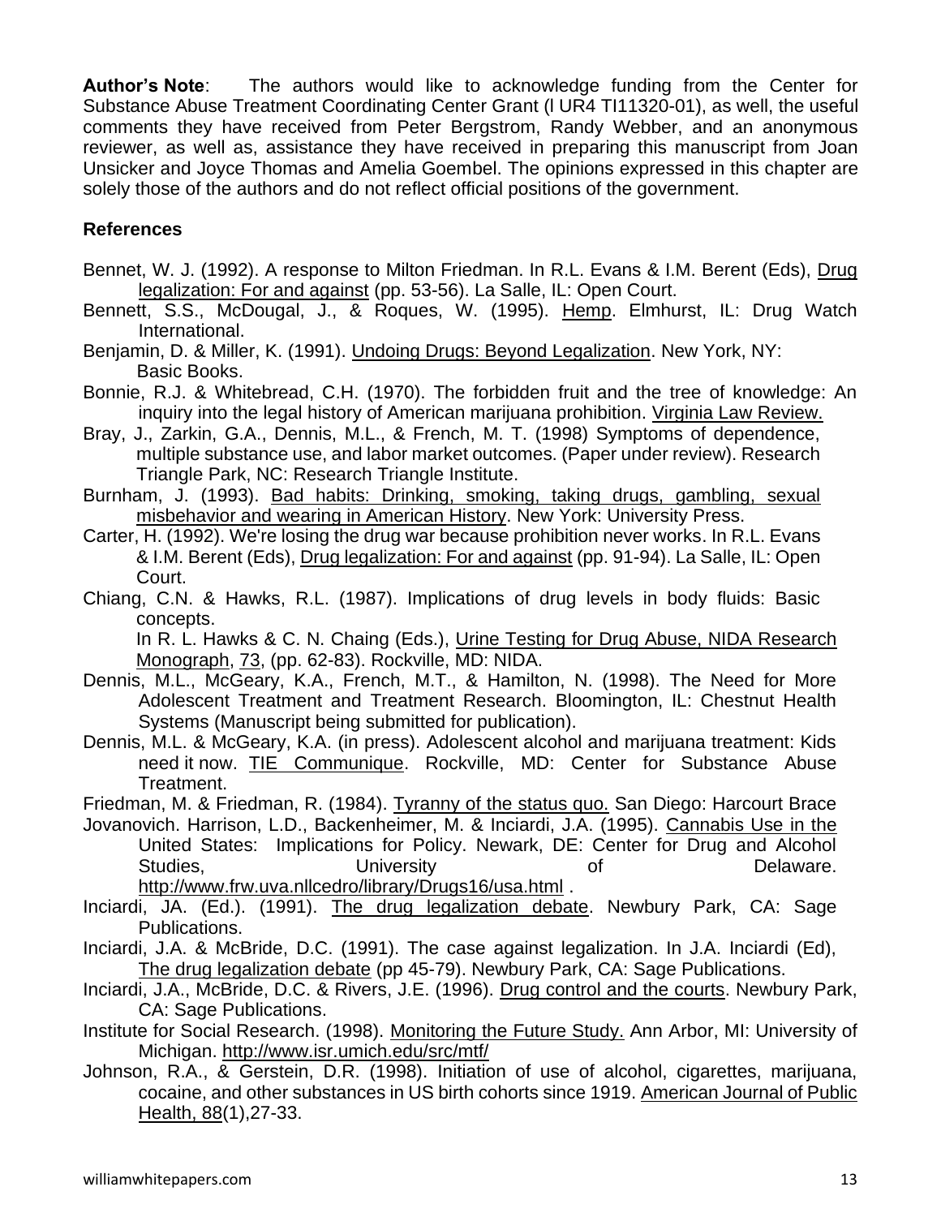**Author's Note**: The authors would like to acknowledge funding from the Center for Substance Abuse Treatment Coordinating Center Grant (l UR4 TI11320-01), as well, the useful comments they have received from Peter Bergstrom, Randy Webber, and an anonymous reviewer, as well as, assistance they have received in preparing this manuscript from Joan Unsicker and Joyce Thomas and Amelia Goembel. The opinions expressed in this chapter are solely those of the authors and do not reflect official positions of the government.

**References**

Bennet, W. J. (1992). A response to Milton Friedman. In R.L. Evans & I.M. Berent (Eds), Drug legalization: For and against (pp. 53-56). La Salle, IL: Open Court.

Bennett, S.S., McDougal, J., & Roques, W. (1995). Hemp. Elmhurst, IL: Drug Watch International.

Benjamin, D. & Miller, K. (1991). Undoing Drugs: Beyond Legalization. New York, NY: Basic Books.

Bonnie, R.J. & Whitebread, C.H. (1970). The forbidden fruit and the tree of knowledge: An inquiry into the legal history of American marijuana prohibition. Virginia Law Review.

Bray, J., Zarkin, G.A., Dennis, M.L., & French, M. T. (1998) Symptoms of dependence, multiple substance use, and labor market outcomes. (Paper under review). Research Triangle Park, NC: Research Triangle Institute.

Burnham, J. (1993). Bad habits: Drinking, smoking, taking drugs, gambling, sexual misbehavior and wearing in American History. New York: University Press.

Carter, H. (1992). We're losing the drug war because prohibition never works. In R.L. Evans & I.M. Berent (Eds), Drug legalization: For and against (pp. 91-94). La Salle, IL: Open Court.

Chiang, C.N. & Hawks, R.L. (1987). Implications of drug levels in body fluids: Basic concepts.
In R. L. Hawks & C. N. Chaing (Eds.), Urine Testing for Drug Abuse, NIDA Research Monograph, 73, (pp. 62-83). Rockville, MD: NIDA.

Dennis, M.L., McGeary, K.A., French, M.T., & Hamilton, N. (1998). The Need for More Adolescent Treatment and Treatment Research. Bloomington, IL: Chestnut Health Systems (Manuscript being submitted for publication).

Dennis, M.L. & McGeary, K.A. (in press). Adolescent alcohol and marijuana treatment: Kids need it now. TIE Communique. Rockville, MD: Center for Substance Abuse Treatment.

Friedman, M. & Friedman, R. (1984). Tyranny of the status quo. San Diego: Harcourt Brace Jovanovich.

Harrison, L.D., Backenheimer, M. & Inciardi, J.A. (1995). Cannabis Use in the United States: Implications for Policy. Newark, DE: Center for Drug and Alcohol Studies, University of Delaware. http://www.frw.uva.nllcedro/library/Drugs16/usa.html .

Inciardi, JA. (Ed.). (1991). The drug legalization debate. Newbury Park, CA: Sage Publications.

Inciardi, J.A. & McBride, D.C. (1991). The case against legalization. In J.A. Inciardi (Ed), The drug legalization debate (pp 45-79). Newbury Park, CA: Sage Publications.

Inciardi, J.A., McBride, D.C. & Rivers, J.E. (1996). Drug control and the courts. Newbury Park, CA: Sage Publications.

Institute for Social Research. (1998). Monitoring the Future Study. Ann Arbor, MI: University of Michigan. http://www.isr.umich.edu/src/mtf/

Johnson, R.A., & Gerstein, D.R. (1998). Initiation of use of alcohol, cigarettes, marijuana, cocaine, and other substances in US birth cohorts since 1919. American Journal of Public Health, 88(1),27-33.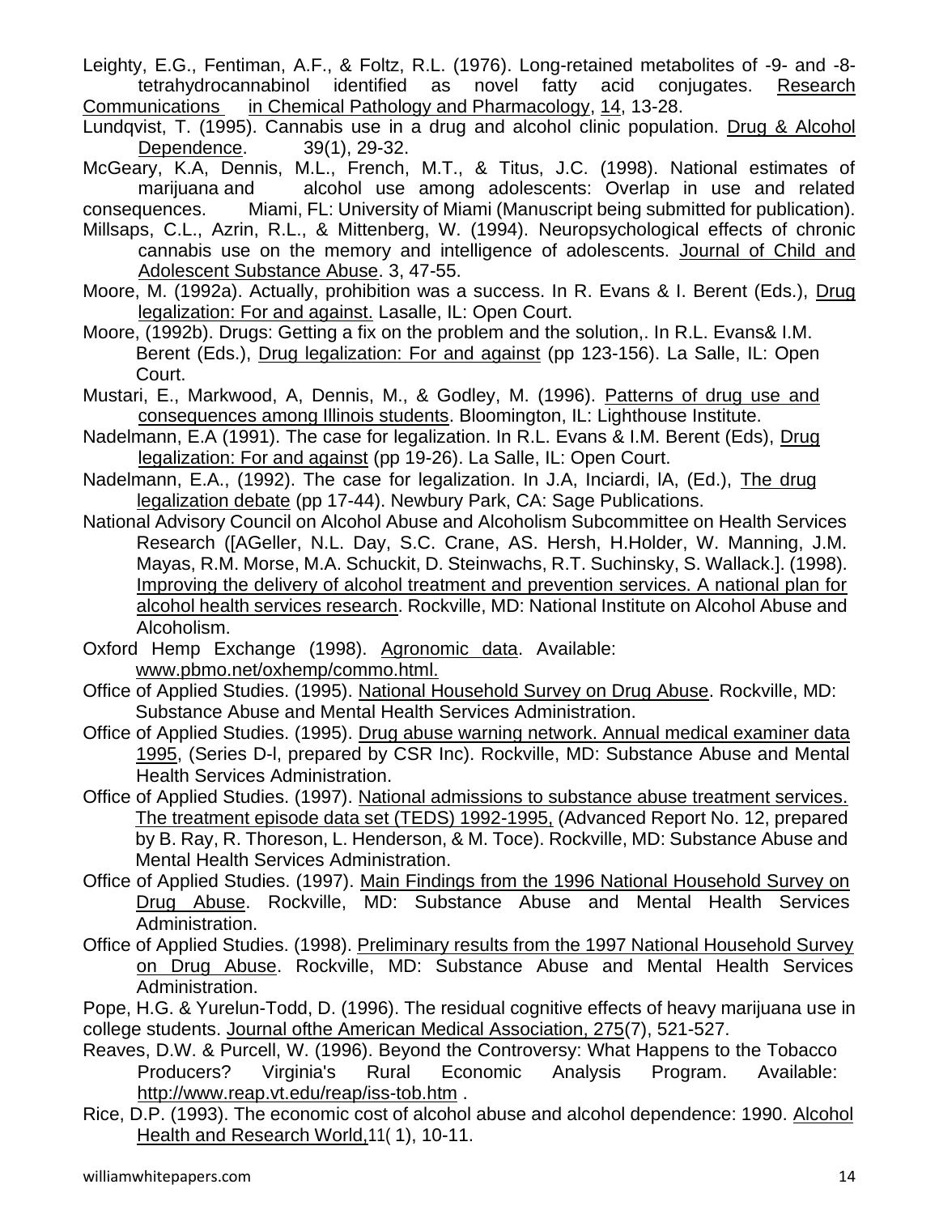Leighty, E.G., Fentiman, A.F., & Foltz, R.L. (1976). Long-retained metabolites of -9- and -8- tetrahydrocannabinol identified as novel fatty acid conjugates. Research Communications in Chemical Pathology and Pharmacology, 14, 13-28.

Lundqvist, T. (1995). Cannabis use in a drug and alcohol clinic population. Drug & Alcohol Dependence. 39(1), 29-32.

McGeary, K.A, Dennis, M.L., French, M.T., & Titus, J.C. (1998). National estimates of marijuana and alcohol use among adolescents: Overlap in use and related consequences. Miami, FL: University of Miami (Manuscript being submitted for publication).

Millsaps, C.L., Azrin, R.L., & Mittenberg, W. (1994). Neuropsychological effects of chronic cannabis use on the memory and intelligence of adolescents. Journal of Child and Adolescent Substance Abuse. 3, 47-55.

Moore, M. (1992a). Actually, prohibition was a success. In R. Evans & I. Berent (Eds.), Drug legalization: For and against. Lasalle, IL: Open Court.

Moore, (1992b). Drugs: Getting a fix on the problem and the solution,. In R.L. Evans& I.M. Berent (Eds.), Drug legalization: For and against (pp 123-156). La Salle, IL: Open Court.

Mustari, E., Markwood, A, Dennis, M., & Godley, M. (1996). Patterns of drug use and consequences among Illinois students. Bloomington, IL: Lighthouse Institute.

Nadelmann, E.A (1991). The case for legalization. In R.L. Evans & I.M. Berent (Eds), Drug legalization: For and against (pp 19-26). La Salle, IL: Open Court.

Nadelmann, E.A., (1992). The case for legalization. In J.A, Inciardi, lA, (Ed.), The drug legalization debate (pp 17-44). Newbury Park, CA: Sage Publications.

National Advisory Council on Alcohol Abuse and Alcoholism Subcommittee on Health Services Research ([AGeller, N.L. Day, S.C. Crane, AS. Hersh, H.Holder, W. Manning, J.M. Mayas, R.M. Morse, M.A. Schuckit, D. Steinwachs, R.T. Suchinsky, S. Wallack.]. (1998). Improving the delivery of alcohol treatment and prevention services. A national plan for alcohol health services research. Rockville, MD: National Institute on Alcohol Abuse and Alcoholism.

Oxford Hemp Exchange (1998). Agronomic data. Available: www.pbmo.net/oxhemp/commo.html.

Office of Applied Studies. (1995). National Household Survey on Drug Abuse. Rockville, MD: Substance Abuse and Mental Health Services Administration.

Office of Applied Studies. (1995). Drug abuse warning network. Annual medical examiner data 1995, (Series D-l, prepared by CSR Inc). Rockville, MD: Substance Abuse and Mental Health Services Administration.

Office of Applied Studies. (1997). National admissions to substance abuse treatment services. The treatment episode data set (TEDS) 1992-1995, (Advanced Report No. 12, prepared by B. Ray, R. Thoreson, L. Henderson, & M. Toce). Rockville, MD: Substance Abuse and Mental Health Services Administration.

Office of Applied Studies. (1997). Main Findings from the 1996 National Household Survey on Drug Abuse. Rockville, MD: Substance Abuse and Mental Health Services Administration.

Office of Applied Studies. (1998). Preliminary results from the 1997 National Household Survey on Drug Abuse. Rockville, MD: Substance Abuse and Mental Health Services Administration.

Pope, H.G. & Yurelun-Todd, D. (1996). The residual cognitive effects of heavy marijuana use in college students. Journal ofthe American Medical Association, 275(7), 521-527.

Reaves, D.W. & Purcell, W. (1996). Beyond the Controversy: What Happens to the Tobacco Producers? Virginia's Rural Economic Analysis Program. Available: http://www.reap.vt.edu/reap/iss-tob.htm .

Rice, D.P. (1993). The economic cost of alcohol abuse and alcohol dependence: 1990. Alcohol Health and Research World,11( 1), 10-11.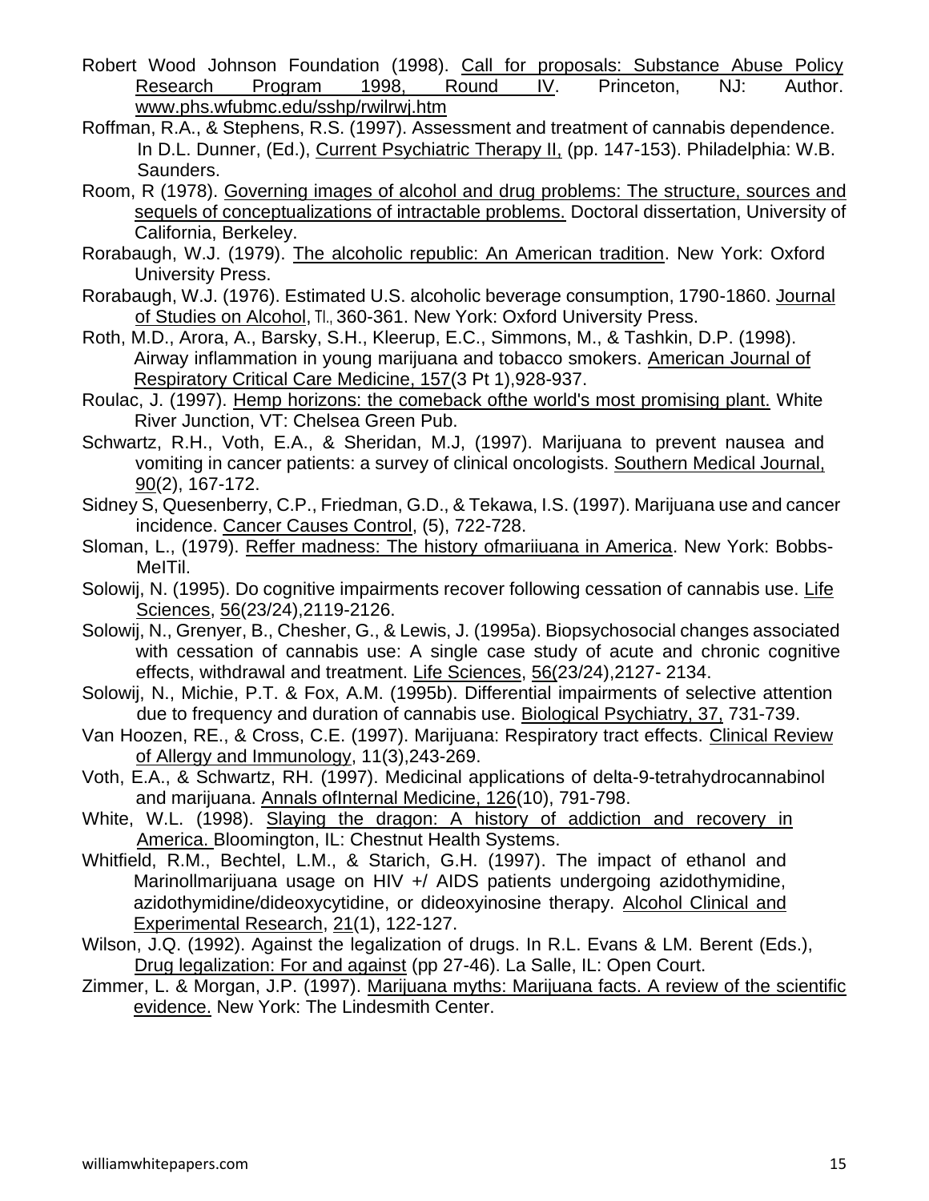Robert Wood Johnson Foundation (1998). Call for proposals: Substance Abuse Policy Research Program 1998, Round IV. Princeton, NJ: Author. www.phs.wfubmc.edu/sshp/rwilrwj.htm

Roffman, R.A., & Stephens, R.S. (1997). Assessment and treatment of cannabis dependence. In D.L. Dunner, (Ed.), Current Psychiatric Therapy II, (pp. 147-153). Philadelphia: W.B. Saunders.

Room, R (1978). Governing images of alcohol and drug problems: The structure, sources and sequels of conceptualizations of intractable problems. Doctoral dissertation, University of California, Berkeley.

Rorabaugh, W.J. (1979). The alcoholic republic: An American tradition. New York: Oxford University Press.

Rorabaugh, W.J. (1976). Estimated U.S. alcoholic beverage consumption, 1790-1860. Journal of Studies on Alcohol, Tl., 360-361. New York: Oxford University Press.

Roth, M.D., Arora, A., Barsky, S.H., Kleerup, E.C., Simmons, M., & Tashkin, D.P. (1998). Airway inflammation in young marijuana and tobacco smokers. American Journal of Respiratory Critical Care Medicine, 157(3 Pt 1),928-937.

Roulac, J. (1997). Hemp horizons: the comeback ofthe world's most promising plant. White River Junction, VT: Chelsea Green Pub.

Schwartz, R.H., Voth, E.A., & Sheridan, M.J, (1997). Marijuana to prevent nausea and vomiting in cancer patients: a survey of clinical oncologists. Southern Medical Journal, 90(2), 167-172.

Sidney S, Quesenberry, C.P., Friedman, G.D., & Tekawa, I.S. (1997). Marijuana use and cancer incidence. Cancer Causes Control, (5), 722-728.

Sloman, L., (1979). Reffer madness: The history ofmariiuana in America. New York: Bobbs-MeITil.

Solowij, N. (1995). Do cognitive impairments recover following cessation of cannabis use. Life Sciences, 56(23/24),2119-2126.

Solowij, N., Grenyer, B., Chesher, G., & Lewis, J. (1995a). Biopsychosocial changes associated with cessation of cannabis use: A single case study of acute and chronic cognitive effects, withdrawal and treatment. Life Sciences, 56(23/24),2127- 2134.

Solowij, N., Michie, P.T. & Fox, A.M. (1995b). Differential impairments of selective attention due to frequency and duration of cannabis use. Biological Psychiatry, 37, 731-739.

Van Hoozen, RE., & Cross, C.E. (1997). Marijuana: Respiratory tract effects. Clinical Review of Allergy and Immunology, 11(3),243-269.

Voth, E.A., & Schwartz, RH. (1997). Medicinal applications of delta-9-tetrahydrocannabinol and marijuana. Annals ofInternal Medicine, 126(10), 791-798.

White, W.L. (1998). Slaying the dragon: A history of addiction and recovery in America. Bloomington, IL: Chestnut Health Systems.

Whitfield, R.M., Bechtel, L.M., & Starich, G.H. (1997). The impact of ethanol and Marinollmarijuana usage on HIV +/ AIDS patients undergoing azidothymidine, azidothymidine/dideoxycytidine, or dideoxyinosine therapy. Alcohol Clinical and Experimental Research, 21(1), 122-127.

Wilson, J.Q. (1992). Against the legalization of drugs. In R.L. Evans & LM. Berent (Eds.), Drug legalization: For and against (pp 27-46). La Salle, IL: Open Court.

Zimmer, L. & Morgan, J.P. (1997). Marijuana myths: Marijuana facts. A review of the scientific evidence. New York: The Lindesmith Center.